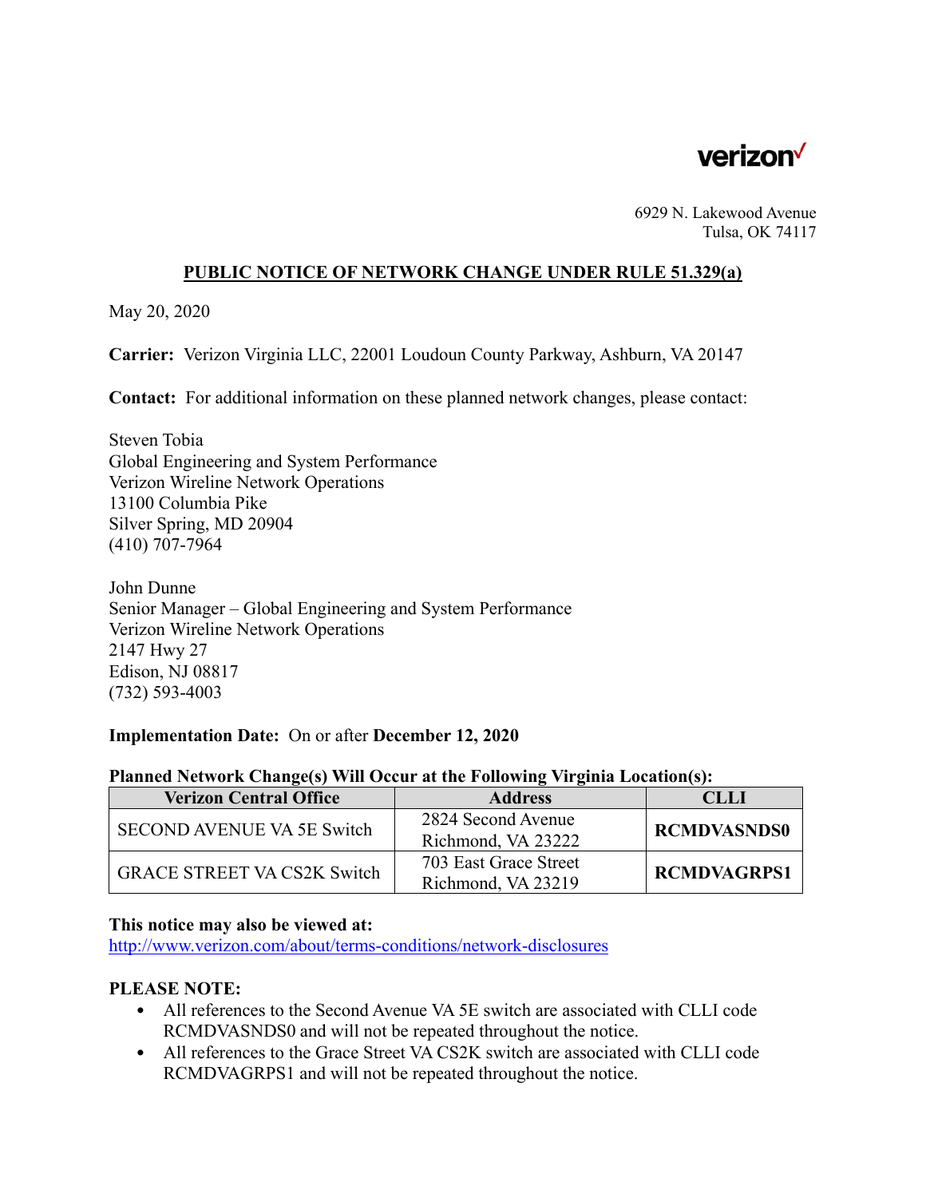verizon

6929 N. Lakewood Avenue
Tulsa, OK 74117

## PUBLIC NOTICE OF NETWORK CHANGE UNDER RULE 51.329(a)

May 20, 2020

**Carrier:** Verizon Virginia LLC, 22001 Loudoun County Parkway, Ashburn, VA 20147

**Contact:** For additional information on these planned network changes, please contact:

Steven Tobia
Global Engineering and System Performance
Verizon Wireline Network Operations
13100 Columbia Pike
Silver Spring, MD 20904
(410) 707-7964

John Dunne
Senior Manager – Global Engineering and System Performance
Verizon Wireline Network Operations
2147 Hwy 27
Edison, NJ 08817
(732) 593-4003

**Implementation Date:** On or after **December 12, 2020**

**Planned Network Change(s) Will Occur at the Following Virginia Location(s):**

| Verizon Central Office | Address | CLLI |
|---|---|---|
| SECOND AVENUE VA 5E Switch | 2824 Second Avenue Richmond, VA 23222 | **RCMDVASNDS0** |
| GRACE STREET VA CS2K Switch | 703 East Grace Street Richmond, VA 23219 | **RCMDVAGRPS1** |

**This notice may also be viewed at:**
http://www.verizon.com/about/terms-conditions/network-disclosures

**PLEASE NOTE:**

- All references to the Second Avenue VA 5E switch are associated with CLLI code RCMDVASNDS0 and will not be repeated throughout the notice.
- All references to the Grace Street VA CS2K switch are associated with CLLI code RCMDVAGRPS1 and will not be repeated throughout the notice.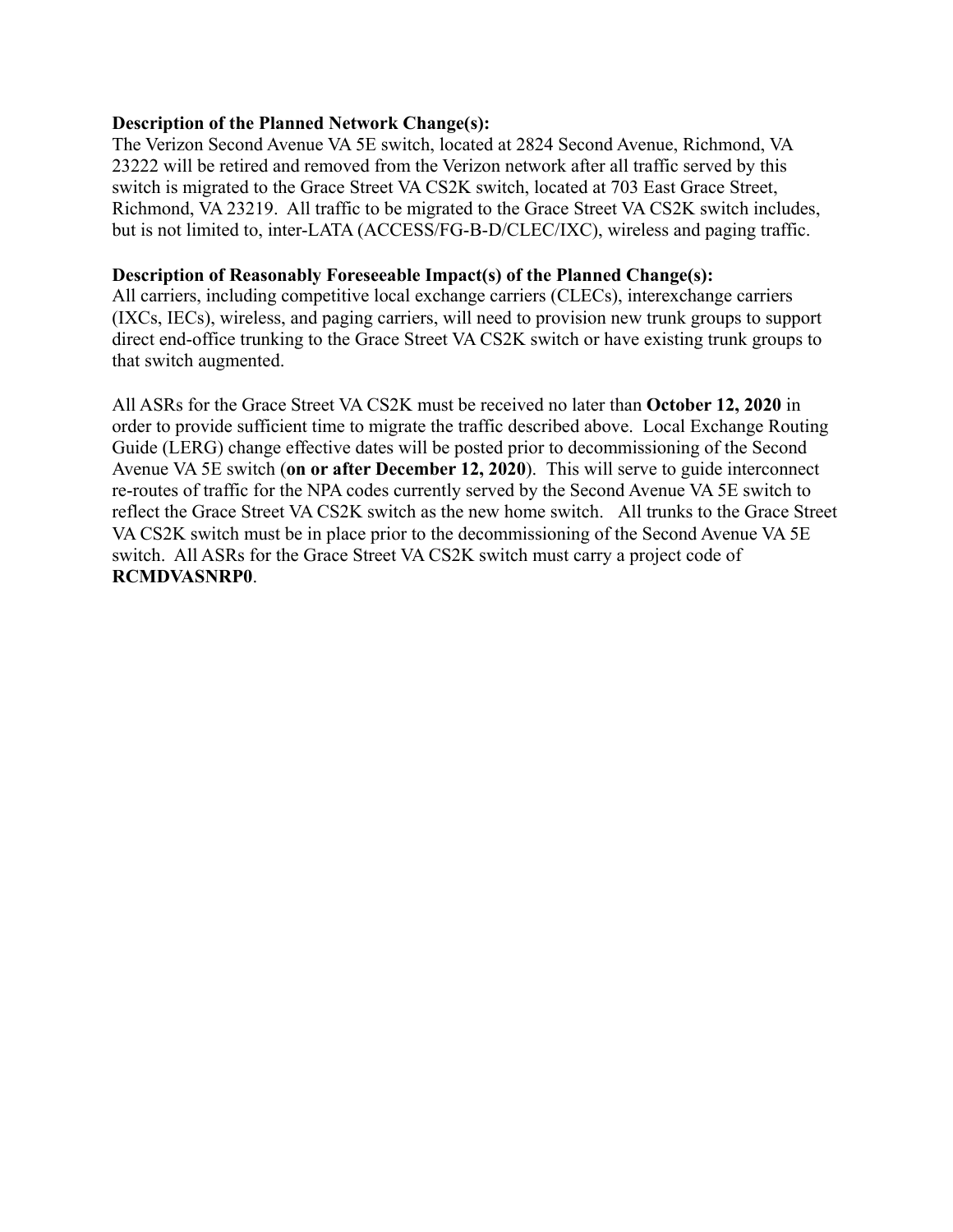**Description of the Planned Network Change(s):**

The Verizon Second Avenue VA 5E switch, located at 2824 Second Avenue, Richmond, VA 23222 will be retired and removed from the Verizon network after all traffic served by this switch is migrated to the Grace Street VA CS2K switch, located at 703 East Grace Street, Richmond, VA 23219. All traffic to be migrated to the Grace Street VA CS2K switch includes, but is not limited to, inter-LATA (ACCESS/FG-B-D/CLEC/IXC), wireless and paging traffic.

**Description of Reasonably Foreseeable Impact(s) of the Planned Change(s):**

All carriers, including competitive local exchange carriers (CLECs), interexchange carriers (IXCs, IECs), wireless, and paging carriers, will need to provision new trunk groups to support direct end-office trunking to the Grace Street VA CS2K switch or have existing trunk groups to that switch augmented.

All ASRs for the Grace Street VA CS2K must be received no later than **October 12, 2020** in order to provide sufficient time to migrate the traffic described above. Local Exchange Routing Guide (LERG) change effective dates will be posted prior to decommissioning of the Second Avenue VA 5E switch (**on or after December 12, 2020**). This will serve to guide interconnect re-routes of traffic for the NPA codes currently served by the Second Avenue VA 5E switch to reflect the Grace Street VA CS2K switch as the new home switch. All trunks to the Grace Street VA CS2K switch must be in place prior to the decommissioning of the Second Avenue VA 5E switch. All ASRs for the Grace Street VA CS2K switch must carry a project code of **RCMDVASNRP0**.